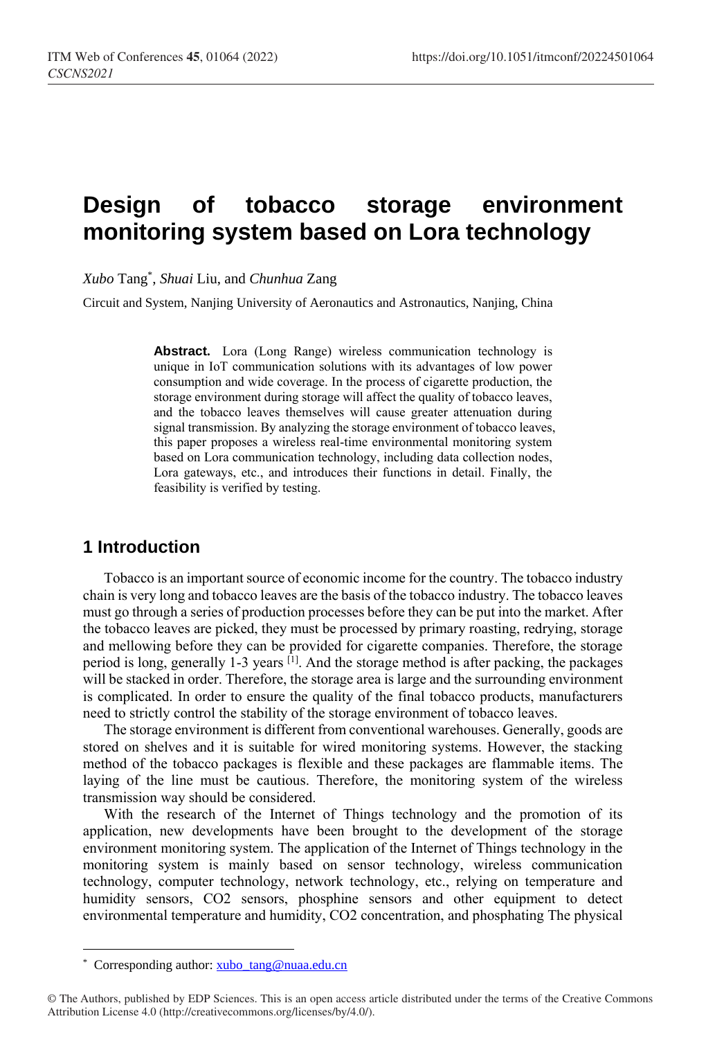# Design of tobacco storage environment monitoring system based on Lora technology

*Xubo* Tang*, *Shuai* Liu, and *Chunhua* Zang

Circuit and System, Nanjing University of Aeronautics and Astronautics, Nanjing, China

**Abstract.** Lora (Long Range) wireless communication technology is unique in IoT communication solutions with its advantages of low power consumption and wide coverage. In the process of cigarette production, the storage environment during storage will affect the quality of tobacco leaves, and the tobacco leaves themselves will cause greater attenuation during signal transmission. By analyzing the storage environment of tobacco leaves, this paper proposes a wireless real-time environmental monitoring system based on Lora communication technology, including data collection nodes, Lora gateways, etc., and introduces their functions in detail. Finally, the feasibility is verified by testing.

## 1 Introduction

Tobacco is an important source of economic income for the country. The tobacco industry chain is very long and tobacco leaves are the basis of the tobacco industry. The tobacco leaves must go through a series of production processes before they can be put into the market. After the tobacco leaves are picked, they must be processed by primary roasting, redrying, storage and mellowing before they can be provided for cigarette companies. Therefore, the storage period is long, generally 1-3 years [1]. And the storage method is after packing, the packages will be stacked in order. Therefore, the storage area is large and the surrounding environment is complicated. In order to ensure the quality of the final tobacco products, manufacturers need to strictly control the stability of the storage environment of tobacco leaves.

The storage environment is different from conventional warehouses. Generally, goods are stored on shelves and it is suitable for wired monitoring systems. However, the stacking method of the tobacco packages is flexible and these packages are flammable items. The laying of the line must be cautious. Therefore, the monitoring system of the wireless transmission way should be considered.

With the research of the Internet of Things technology and the promotion of its application, new developments have been brought to the development of the storage environment monitoring system. The application of the Internet of Things technology in the monitoring system is mainly based on sensor technology, wireless communication technology, computer technology, network technology, etc., relying on temperature and humidity sensors, $CO_2$ sensors, phosphine sensors and other equipment to detect environmental temperature and humidity, $CO_2$ concentration, and phosphating The physical

* Corresponding author: xubo_tang@nuaa.edu.cn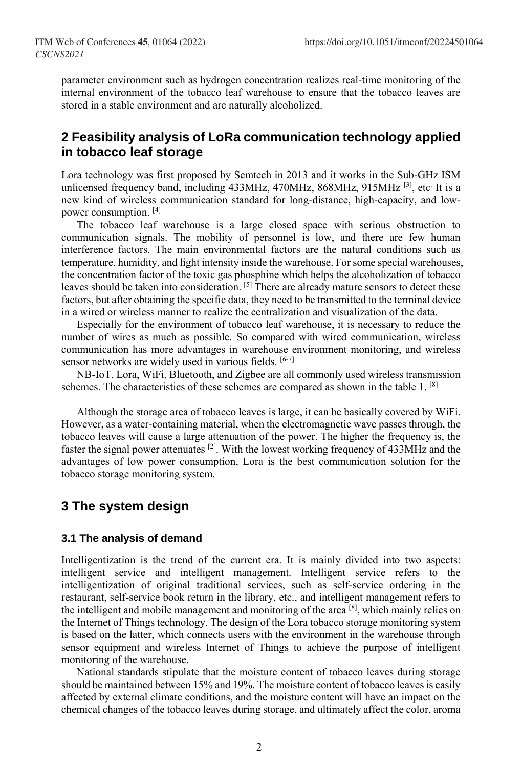parameter environment such as hydrogen concentration realizes real-time monitoring of the internal environment of the tobacco leaf warehouse to ensure that the tobacco leaves are stored in a stable environment and are naturally alcoholized.

## 2 Feasibility analysis of LoRa communication technology applied in tobacco leaf storage

Lora technology was first proposed by Semtech in 2013 and it works in the Sub-GHz ISM unlicensed frequency band, including 433MHz, 470MHz, 868MHz, 915MHz [3], etc. It is a new kind of wireless communication standard for long-distance, high-capacity, and low-power consumption. [4]

The tobacco leaf warehouse is a large closed space with serious obstruction to communication signals. The mobility of personnel is low, and there are few human interference factors. The main environmental factors are the natural conditions such as temperature, humidity, and light intensity inside the warehouse. For some special warehouses, the concentration factor of the toxic gas phosphine which helps the alcoholization of tobacco leaves should be taken into consideration. [5] There are already mature sensors to detect these factors, but after obtaining the specific data, they need to be transmitted to the terminal device in a wired or wireless manner to realize the centralization and visualization of the data.

Especially for the environment of tobacco leaf warehouse, it is necessary to reduce the number of wires as much as possible. So compared with wired communication, wireless communication has more advantages in warehouse environment monitoring, and wireless sensor networks are widely used in various fields. [6-7]

NB-IoT, Lora, WiFi, Bluetooth, and Zigbee are all commonly used wireless transmission schemes. The characteristics of these schemes are compared as shown in the table 1. [8]

Although the storage area of tobacco leaves is large, it can be basically covered by WiFi. However, as a water-containing material, when the electromagnetic wave passes through, the tobacco leaves will cause a large attenuation of the power. The higher the frequency is, the faster the signal power attenuates [2]. With the lowest working frequency of 433MHz and the advantages of low power consumption, Lora is the best communication solution for the tobacco storage monitoring system.

## 3 The system design

### 3.1 The analysis of demand

Intelligentization is the trend of the current era. It is mainly divided into two aspects: intelligent service and intelligent management. Intelligent service refers to the intelligentization of original traditional services, such as self-service ordering in the restaurant, self-service book return in the library, etc., and intelligent management refers to the intelligent and mobile management and monitoring of the area [8], which mainly relies on the Internet of Things technology. The design of the Lora tobacco storage monitoring system is based on the latter, which connects users with the environment in the warehouse through sensor equipment and wireless Internet of Things to achieve the purpose of intelligent monitoring of the warehouse.

National standards stipulate that the moisture content of tobacco leaves during storage should be maintained between 15% and 19%. The moisture content of tobacco leaves is easily affected by external climate conditions, and the moisture content will have an impact on the chemical changes of the tobacco leaves during storage, and ultimately affect the color, aroma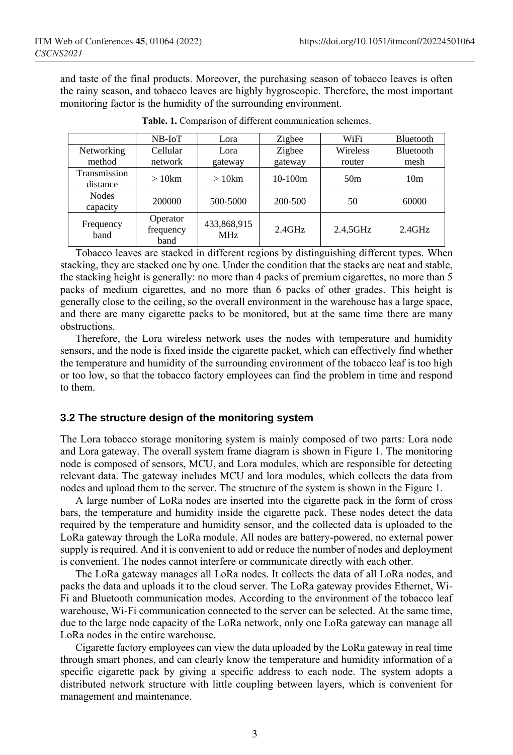and taste of the final products. Moreover, the purchasing season of tobacco leaves is often the rainy season, and tobacco leaves are highly hygroscopic. Therefore, the most important monitoring factor is the humidity of the surrounding environment.

**Table. 1.** Comparison of different communication schemes.

| | NB-IoT | Lora | Zigbee | WiFi | Bluetooth |
|---|---|---|---|---|---|
| Networking method | Cellular network | Lora gateway | Zigbee gateway | Wireless router | Bluetooth mesh |
| Transmission distance | > 10km | > 10km | 10-100m | 50m | 10m |
| Nodes capacity | 200000 | 500-5000 | 200-500 | 50 | 60000 |
| Frequency band | Operator frequency band | 433,868,915 MHz | 2.4GHz | 2.4,5GHz | 2.4GHz |

Tobacco leaves are stacked in different regions by distinguishing different types. When stacking, they are stacked one by one. Under the condition that the stacks are neat and stable, the stacking height is generally: no more than 4 packs of premium cigarettes, no more than 5 packs of medium cigarettes, and no more than 6 packs of other grades. This height is generally close to the ceiling, so the overall environment in the warehouse has a large space, and there are many cigarette packs to be monitored, but at the same time there are many obstructions.

Therefore, the Lora wireless network uses the nodes with temperature and humidity sensors, and the node is fixed inside the cigarette packet, which can effectively find whether the temperature and humidity of the surrounding environment of the tobacco leaf is too high or too low, so that the tobacco factory employees can find the problem in time and respond to them.

### 3.2 The structure design of the monitoring system

The Lora tobacco storage monitoring system is mainly composed of two parts: Lora node and Lora gateway. The overall system frame diagram is shown in Figure 1. The monitoring node is composed of sensors, MCU, and Lora modules, which are responsible for detecting relevant data. The gateway includes MCU and lora modules, which collects the data from nodes and upload them to the server. The structure of the system is shown in the Figure 1.

A large number of LoRa nodes are inserted into the cigarette pack in the form of cross bars, the temperature and humidity inside the cigarette pack. These nodes detect the data required by the temperature and humidity sensor, and the collected data is uploaded to the LoRa gateway through the LoRa module. All nodes are battery-powered, no external power supply is required. And it is convenient to add or reduce the number of nodes and deployment is convenient. The nodes cannot interfere or communicate directly with each other.

The LoRa gateway manages all LoRa nodes. It collects the data of all LoRa nodes, and packs the data and uploads it to the cloud server. The LoRa gateway provides Ethernet, Wi-Fi and Bluetooth communication modes. According to the environment of the tobacco leaf warehouse, Wi-Fi communication connected to the server can be selected. At the same time, due to the large node capacity of the LoRa network, only one LoRa gateway can manage all LoRa nodes in the entire warehouse.

Cigarette factory employees can view the data uploaded by the LoRa gateway in real time through smart phones, and can clearly know the temperature and humidity information of a specific cigarette pack by giving a specific address to each node. The system adopts a distributed network structure with little coupling between layers, which is convenient for management and maintenance.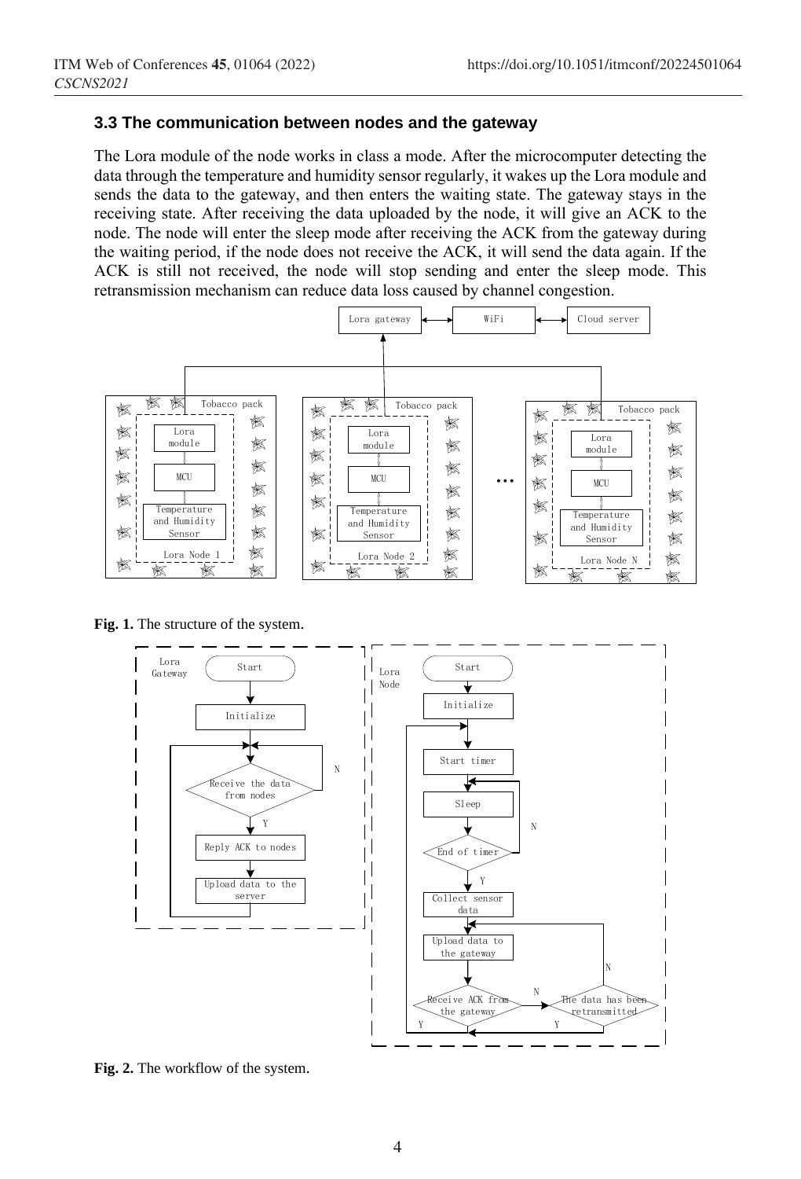### 3.3 The communication between nodes and the gateway

The Lora module of the node works in class a mode. After the microcomputer detecting the data through the temperature and humidity sensor regularly, it wakes up the Lora module and sends the data to the gateway, and then enters the waiting state. The gateway stays in the receiving state. After receiving the data uploaded by the node, it will give an ACK to the node. The node will enter the sleep mode after receiving the ACK from the gateway during the waiting period, if the node does not receive the ACK, it will send the data again. If the ACK is still not received, the node will stop sending and enter the sleep mode. This retransmission mechanism can reduce data loss caused by channel congestion.

**Fig. 1.** The structure of the system.

**Fig. 2.** The workflow of the system.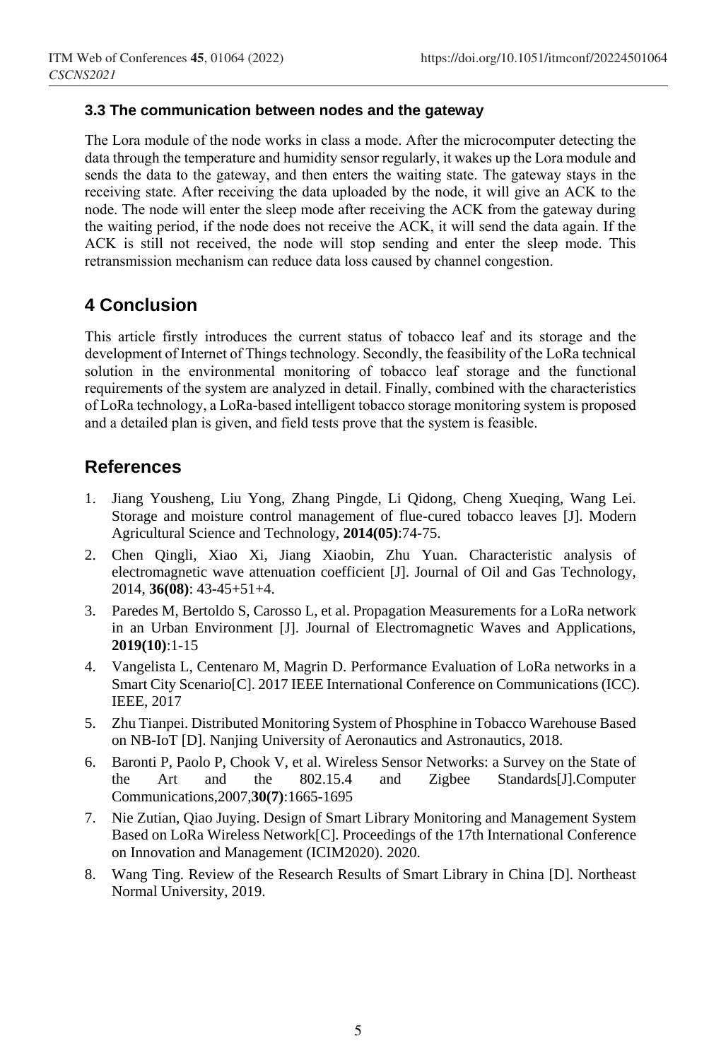### 3.3 The communication between nodes and the gateway

The Lora module of the node works in class a mode. After the microcomputer detecting the data through the temperature and humidity sensor regularly, it wakes up the Lora module and sends the data to the gateway, and then enters the waiting state. The gateway stays in the receiving state. After receiving the data uploaded by the node, it will give an ACK to the node. The node will enter the sleep mode after receiving the ACK from the gateway during the waiting period, if the node does not receive the ACK, it will send the data again. If the ACK is still not received, the node will stop sending and enter the sleep mode. This retransmission mechanism can reduce data loss caused by channel congestion.

## 4 Conclusion

This article firstly introduces the current status of tobacco leaf and its storage and the development of Internet of Things technology. Secondly, the feasibility of the LoRa technical solution in the environmental monitoring of tobacco leaf storage and the functional requirements of the system are analyzed in detail. Finally, combined with the characteristics of LoRa technology, a LoRa-based intelligent tobacco storage monitoring system is proposed and a detailed plan is given, and field tests prove that the system is feasible.

## References

1. Jiang Yousheng, Liu Yong, Zhang Pingde, Li Qidong, Cheng Xueqing, Wang Lei. Storage and moisture control management of flue-cured tobacco leaves [J]. Modern Agricultural Science and Technology, **2014(05)**:74-75.
2. Chen Qingli, Xiao Xi, Jiang Xiaobin, Zhu Yuan. Characteristic analysis of electromagnetic wave attenuation coefficient [J]. Journal of Oil and Gas Technology, 2014, **36(08)**: 43-45+51+4.
3. Paredes M, Bertoldo S, Carosso L, et al. Propagation Measurements for a LoRa network in an Urban Environment [J]. Journal of Electromagnetic Waves and Applications, **2019(10)**:1-15
4. Vangelista L, Centenaro M, Magrin D. Performance Evaluation of LoRa networks in a Smart City Scenario[C]. 2017 IEEE International Conference on Communications (ICC). IEEE, 2017
5. Zhu Tianpei. Distributed Monitoring System of Phosphine in Tobacco Warehouse Based on NB-IoT [D]. Nanjing University of Aeronautics and Astronautics, 2018.
6. Baronti P, Paolo P, Chook V, et al. Wireless Sensor Networks: a Survey on the State of the Art and the 802.15.4 and Zigbee Standards[J].Computer Communications,2007,**30(7)**:1665-1695
7. Nie Zutian, Qiao Juying. Design of Smart Library Monitoring and Management System Based on LoRa Wireless Network[C]. Proceedings of the 17th International Conference on Innovation and Management (ICIM2020). 2020.
8. Wang Ting. Review of the Research Results of Smart Library in China [D]. Northeast Normal University, 2019.